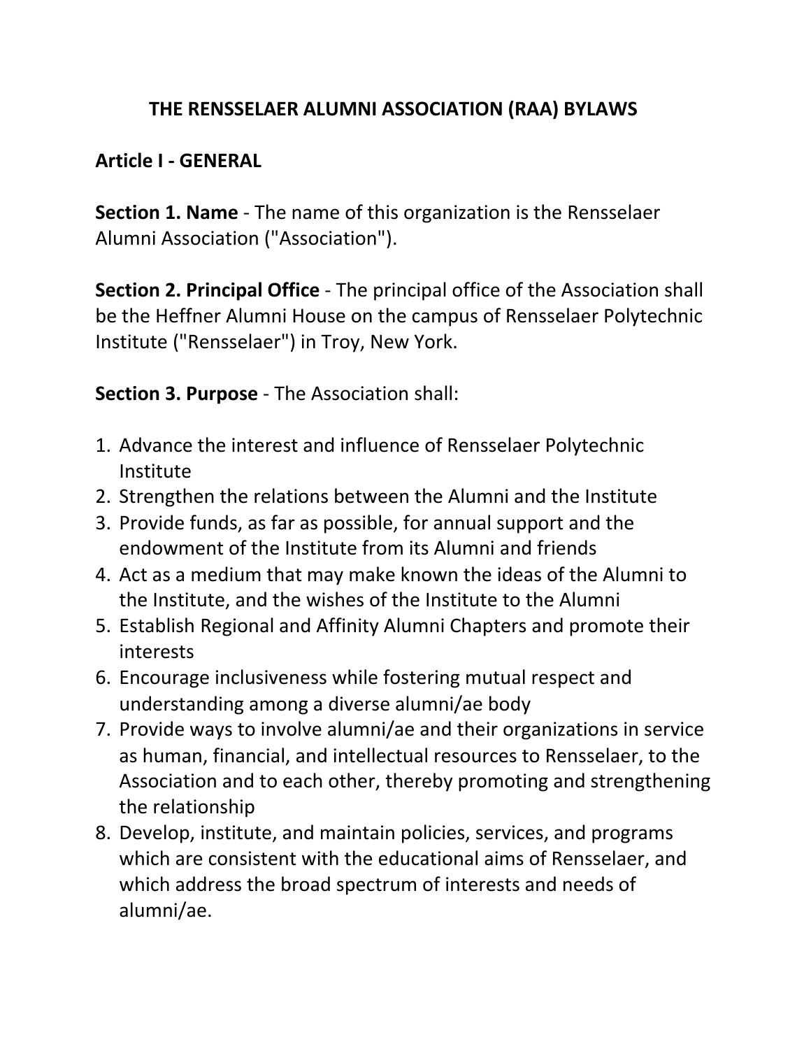# THE RENSSELAER ALUMNI ASSOCIATION (RAA) BYLAWS

## Article I - GENERAL

**Section 1. Name** - The name of this organization is the Rensselaer Alumni Association ("Association").

**Section 2. Principal Office** - The principal office of the Association shall be the Heffner Alumni House on the campus of Rensselaer Polytechnic Institute ("Rensselaer") in Troy, New York.

**Section 3. Purpose** - The Association shall:

1. Advance the interest and influence of Rensselaer Polytechnic Institute
2. Strengthen the relations between the Alumni and the Institute
3. Provide funds, as far as possible, for annual support and the endowment of the Institute from its Alumni and friends
4. Act as a medium that may make known the ideas of the Alumni to the Institute, and the wishes of the Institute to the Alumni
5. Establish Regional and Affinity Alumni Chapters and promote their interests
6. Encourage inclusiveness while fostering mutual respect and understanding among a diverse alumni/ae body
7. Provide ways to involve alumni/ae and their organizations in service as human, financial, and intellectual resources to Rensselaer, to the Association and to each other, thereby promoting and strengthening the relationship
8. Develop, institute, and maintain policies, services, and programs which are consistent with the educational aims of Rensselaer, and which address the broad spectrum of interests and needs of alumni/ae.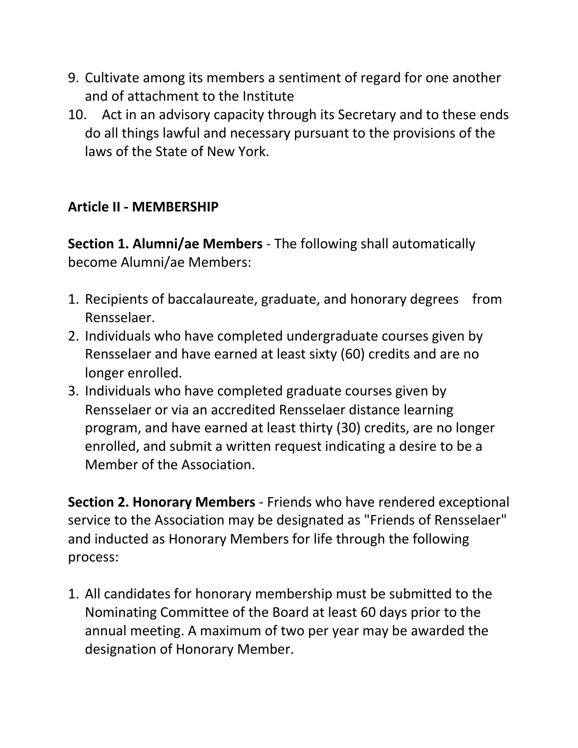9. Cultivate among its members a sentiment of regard for one another and of attachment to the Institute
10. Act in an advisory capacity through its Secretary and to these ends do all things lawful and necessary pursuant to the provisions of the laws of the State of New York.

**Article II - MEMBERSHIP**

**Section 1. Alumni/ae Members** - The following shall automatically become Alumni/ae Members:

1. Recipients of baccalaureate, graduate, and honorary degrees from Rensselaer.
2. Individuals who have completed undergraduate courses given by Rensselaer and have earned at least sixty (60) credits and are no longer enrolled.
3. Individuals who have completed graduate courses given by Rensselaer or via an accredited Rensselaer distance learning program, and have earned at least thirty (30) credits, are no longer enrolled, and submit a written request indicating a desire to be a Member of the Association.

**Section 2. Honorary Members** - Friends who have rendered exceptional service to the Association may be designated as "Friends of Rensselaer" and inducted as Honorary Members for life through the following process:

1. All candidates for honorary membership must be submitted to the Nominating Committee of the Board at least 60 days prior to the annual meeting. A maximum of two per year may be awarded the designation of Honorary Member.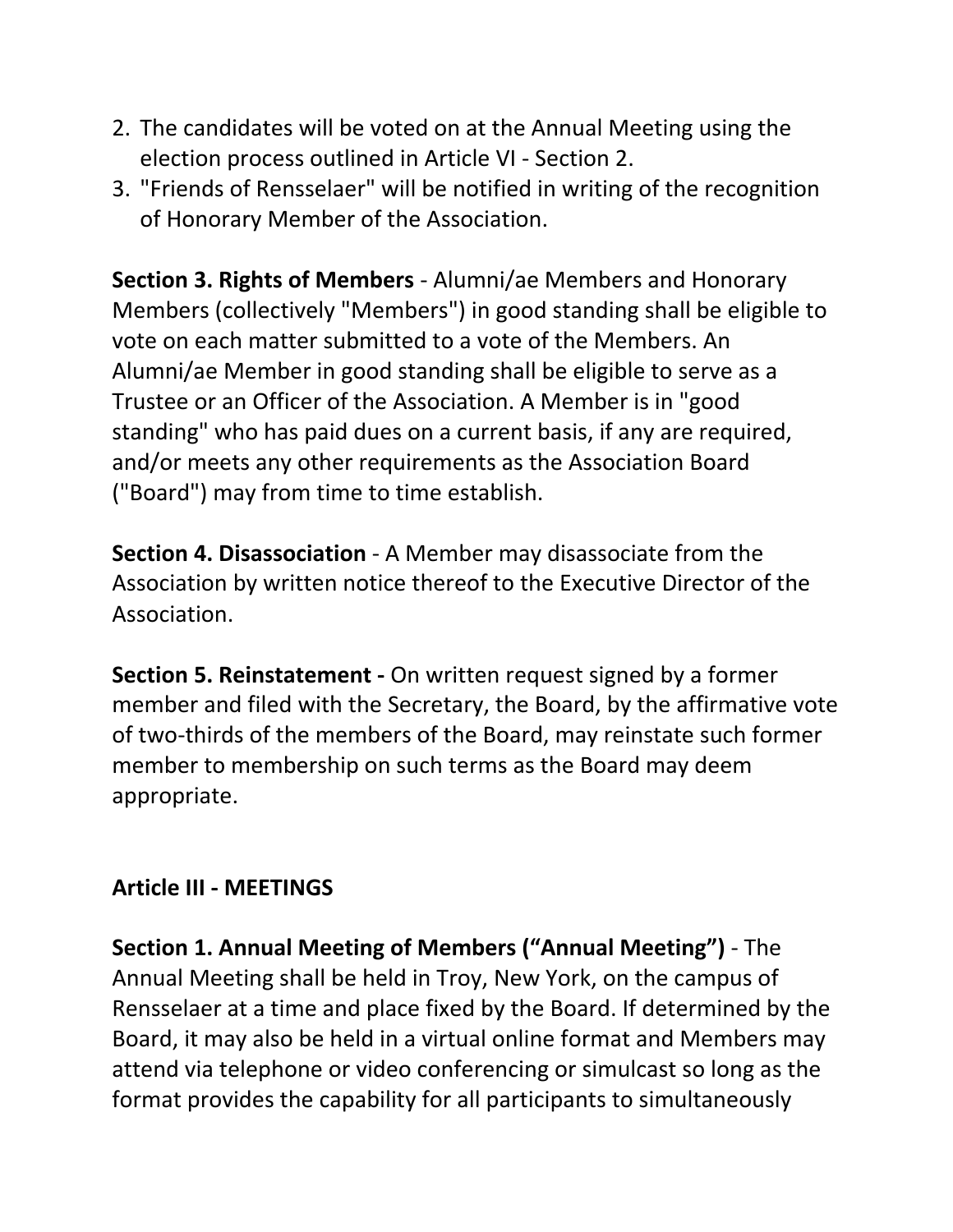2. The candidates will be voted on at the Annual Meeting using the election process outlined in Article VI - Section 2.
3. "Friends of Rensselaer" will be notified in writing of the recognition of Honorary Member of the Association.

**Section 3. Rights of Members** - Alumni/ae Members and Honorary Members (collectively "Members") in good standing shall be eligible to vote on each matter submitted to a vote of the Members. An Alumni/ae Member in good standing shall be eligible to serve as a Trustee or an Officer of the Association. A Member is in "good standing" who has paid dues on a current basis, if any are required, and/or meets any other requirements as the Association Board ("Board") may from time to time establish.

**Section 4. Disassociation** - A Member may disassociate from the Association by written notice thereof to the Executive Director of the Association.

**Section 5. Reinstatement -** On written request signed by a former member and filed with the Secretary, the Board, by the affirmative vote of two-thirds of the members of the Board, may reinstate such former member to membership on such terms as the Board may deem appropriate.

## Article III - MEETINGS

**Section 1. Annual Meeting of Members ("Annual Meeting")** - The Annual Meeting shall be held in Troy, New York, on the campus of Rensselaer at a time and place fixed by the Board. If determined by the Board, it may also be held in a virtual online format and Members may attend via telephone or video conferencing or simulcast so long as the format provides the capability for all participants to simultaneously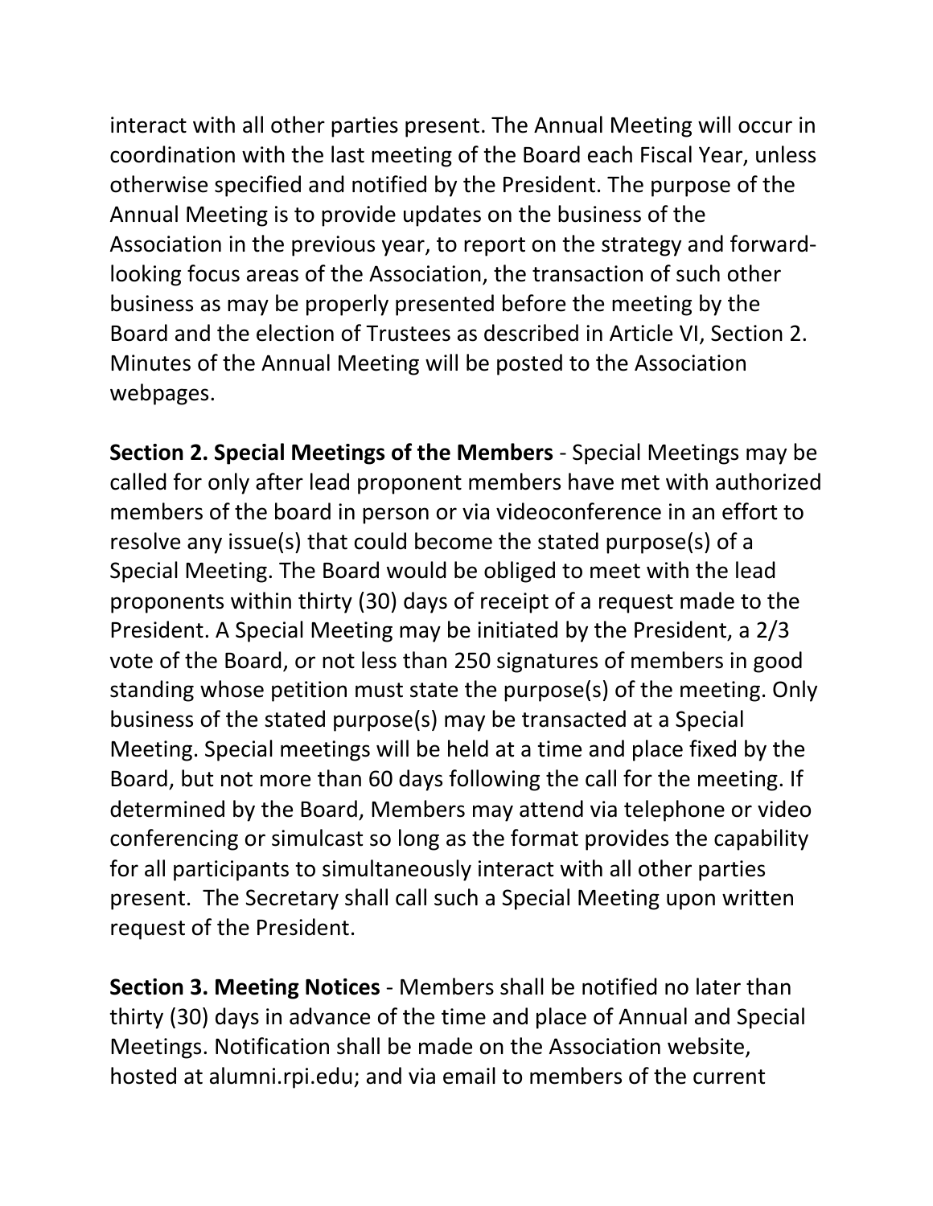interact with all other parties present. The Annual Meeting will occur in coordination with the last meeting of the Board each Fiscal Year, unless otherwise specified and notified by the President. The purpose of the Annual Meeting is to provide updates on the business of the Association in the previous year, to report on the strategy and forward-looking focus areas of the Association, the transaction of such other business as may be properly presented before the meeting by the Board and the election of Trustees as described in Article VI, Section 2. Minutes of the Annual Meeting will be posted to the Association webpages.

**Section 2. Special Meetings of the Members** - Special Meetings may be called for only after lead proponent members have met with authorized members of the board in person or via videoconference in an effort to resolve any issue(s) that could become the stated purpose(s) of a Special Meeting. The Board would be obliged to meet with the lead proponents within thirty (30) days of receipt of a request made to the President. A Special Meeting may be initiated by the President, a 2/3 vote of the Board, or not less than 250 signatures of members in good standing whose petition must state the purpose(s) of the meeting. Only business of the stated purpose(s) may be transacted at a Special Meeting. Special meetings will be held at a time and place fixed by the Board, but not more than 60 days following the call for the meeting. If determined by the Board, Members may attend via telephone or video conferencing or simulcast so long as the format provides the capability for all participants to simultaneously interact with all other parties present. The Secretary shall call such a Special Meeting upon written request of the President.

**Section 3. Meeting Notices** - Members shall be notified no later than thirty (30) days in advance of the time and place of Annual and Special Meetings. Notification shall be made on the Association website, hosted at alumni.rpi.edu; and via email to members of the current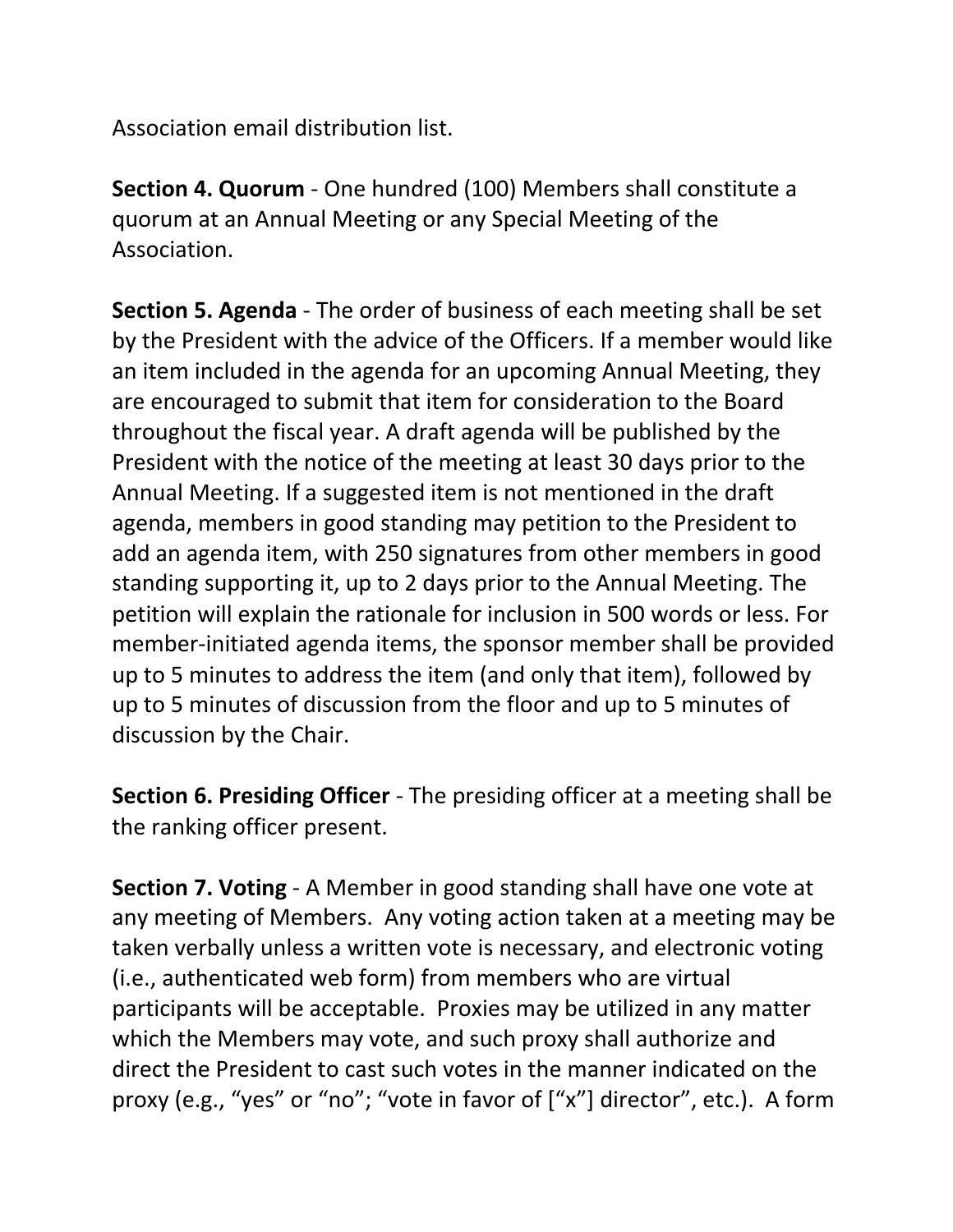Association email distribution list.

**Section 4. Quorum** - One hundred (100) Members shall constitute a quorum at an Annual Meeting or any Special Meeting of the Association.

**Section 5. Agenda** - The order of business of each meeting shall be set by the President with the advice of the Officers. If a member would like an item included in the agenda for an upcoming Annual Meeting, they are encouraged to submit that item for consideration to the Board throughout the fiscal year. A draft agenda will be published by the President with the notice of the meeting at least 30 days prior to the Annual Meeting. If a suggested item is not mentioned in the draft agenda, members in good standing may petition to the President to add an agenda item, with 250 signatures from other members in good standing supporting it, up to 2 days prior to the Annual Meeting. The petition will explain the rationale for inclusion in 500 words or less. For member-initiated agenda items, the sponsor member shall be provided up to 5 minutes to address the item (and only that item), followed by up to 5 minutes of discussion from the floor and up to 5 minutes of discussion by the Chair.

**Section 6. Presiding Officer** - The presiding officer at a meeting shall be the ranking officer present.

**Section 7. Voting** - A Member in good standing shall have one vote at any meeting of Members. Any voting action taken at a meeting may be taken verbally unless a written vote is necessary, and electronic voting (i.e., authenticated web form) from members who are virtual participants will be acceptable. Proxies may be utilized in any matter which the Members may vote, and such proxy shall authorize and direct the President to cast such votes in the manner indicated on the proxy (e.g., "yes" or "no"; "vote in favor of ["x"] director", etc.). A form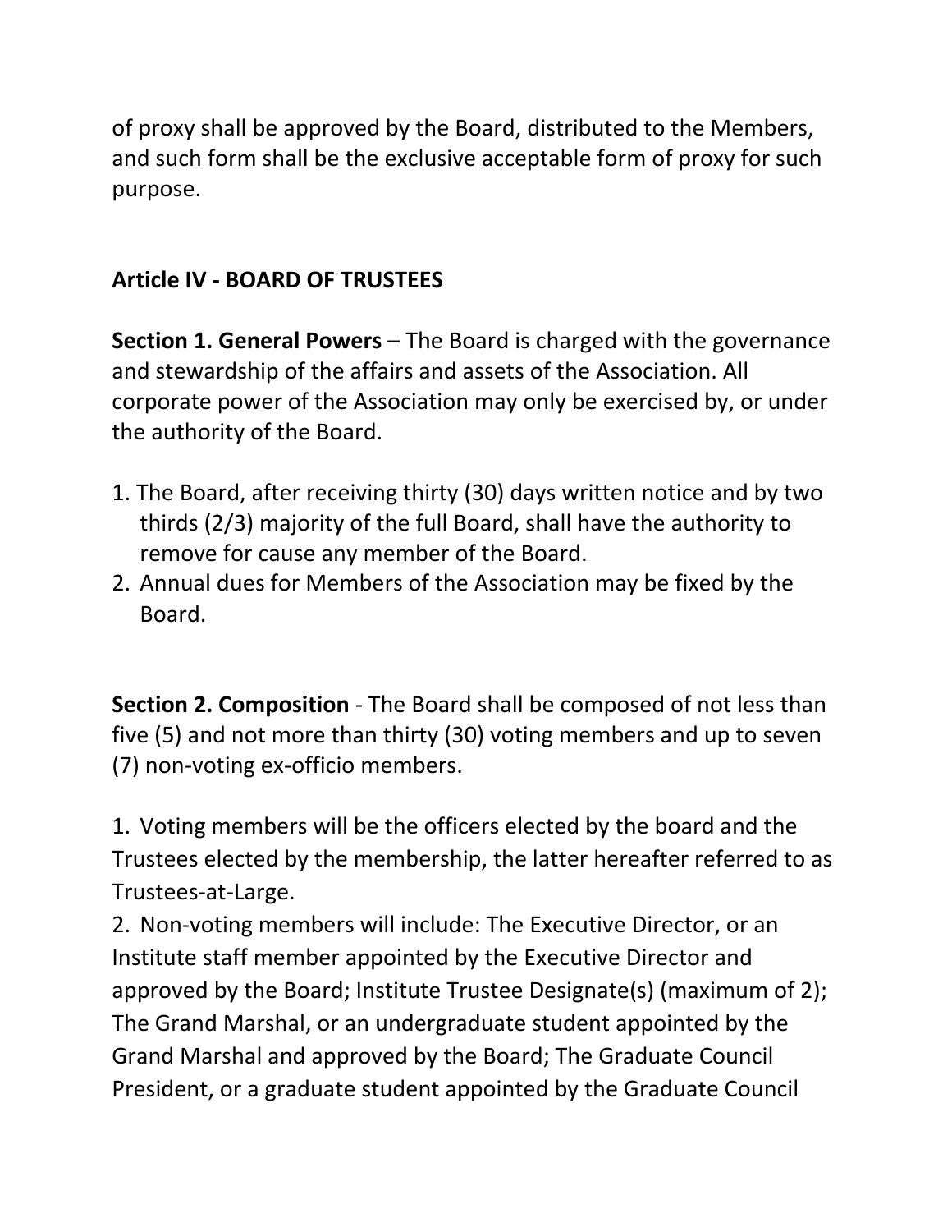of proxy shall be approved by the Board, distributed to the Members, and such form shall be the exclusive acceptable form of proxy for such purpose.

## Article IV - BOARD OF TRUSTEES

**Section 1. General Powers** – The Board is charged with the governance and stewardship of the affairs and assets of the Association. All corporate power of the Association may only be exercised by, or under the authority of the Board.

1. The Board, after receiving thirty (30) days written notice and by two thirds (2/3) majority of the full Board, shall have the authority to remove for cause any member of the Board.
2. Annual dues for Members of the Association may be fixed by the Board.

**Section 2. Composition** - The Board shall be composed of not less than five (5) and not more than thirty (30) voting members and up to seven (7) non-voting ex-officio members.

1. Voting members will be the officers elected by the board and the Trustees elected by the membership, the latter hereafter referred to as Trustees-at-Large.
2. Non-voting members will include: The Executive Director, or an Institute staff member appointed by the Executive Director and approved by the Board; Institute Trustee Designate(s) (maximum of 2); The Grand Marshal, or an undergraduate student appointed by the Grand Marshal and approved by the Board; The Graduate Council President, or a graduate student appointed by the Graduate Council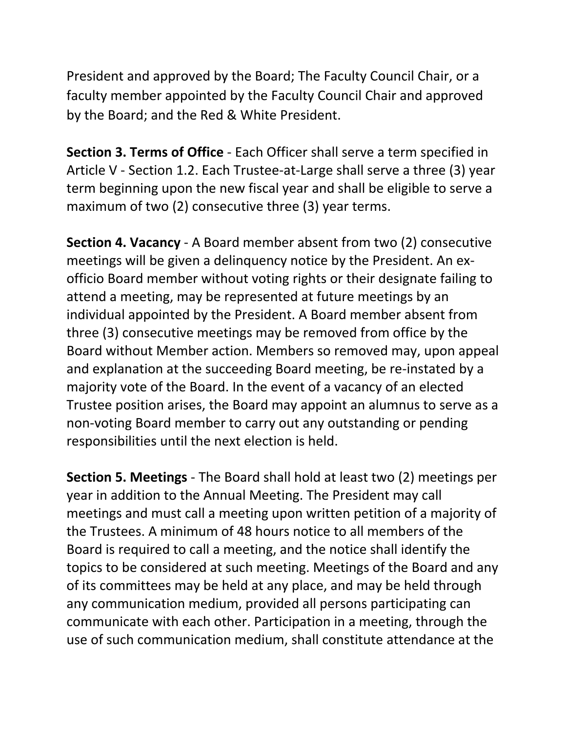President and approved by the Board; The Faculty Council Chair, or a faculty member appointed by the Faculty Council Chair and approved by the Board; and the Red & White President.

**Section 3. Terms of Office** - Each Officer shall serve a term specified in Article V - Section 1.2. Each Trustee-at-Large shall serve a three (3) year term beginning upon the new fiscal year and shall be eligible to serve a maximum of two (2) consecutive three (3) year terms.

**Section 4. Vacancy** - A Board member absent from two (2) consecutive meetings will be given a delinquency notice by the President. An ex-officio Board member without voting rights or their designate failing to attend a meeting, may be represented at future meetings by an individual appointed by the President. A Board member absent from three (3) consecutive meetings may be removed from office by the Board without Member action. Members so removed may, upon appeal and explanation at the succeeding Board meeting, be re-instated by a majority vote of the Board. In the event of a vacancy of an elected Trustee position arises, the Board may appoint an alumnus to serve as a non-voting Board member to carry out any outstanding or pending responsibilities until the next election is held.

**Section 5. Meetings** - The Board shall hold at least two (2) meetings per year in addition to the Annual Meeting. The President may call meetings and must call a meeting upon written petition of a majority of the Trustees. A minimum of 48 hours notice to all members of the Board is required to call a meeting, and the notice shall identify the topics to be considered at such meeting. Meetings of the Board and any of its committees may be held at any place, and may be held through any communication medium, provided all persons participating can communicate with each other. Participation in a meeting, through the use of such communication medium, shall constitute attendance at the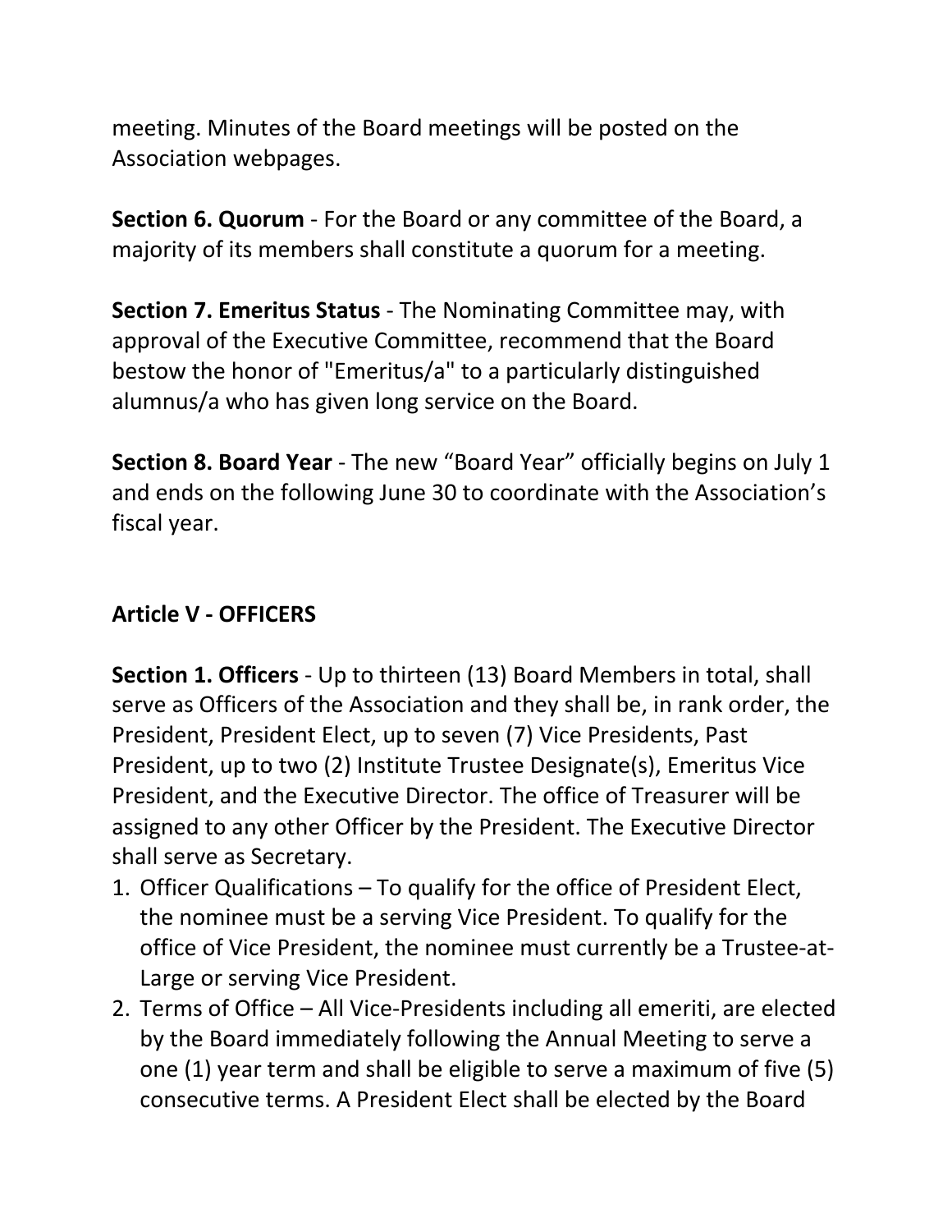meeting. Minutes of the Board meetings will be posted on the Association webpages.

**Section 6. Quorum** - For the Board or any committee of the Board, a majority of its members shall constitute a quorum for a meeting.

**Section 7. Emeritus Status** - The Nominating Committee may, with approval of the Executive Committee, recommend that the Board bestow the honor of "Emeritus/a" to a particularly distinguished alumnus/a who has given long service on the Board.

**Section 8. Board Year** - The new “Board Year” officially begins on July 1 and ends on the following June 30 to coordinate with the Association’s fiscal year.

## Article V - OFFICERS

**Section 1. Officers** - Up to thirteen (13) Board Members in total, shall serve as Officers of the Association and they shall be, in rank order, the President, President Elect, up to seven (7) Vice Presidents, Past President, up to two (2) Institute Trustee Designate(s), Emeritus Vice President, and the Executive Director. The office of Treasurer will be assigned to any other Officer by the President. The Executive Director shall serve as Secretary.

1. Officer Qualifications – To qualify for the office of President Elect, the nominee must be a serving Vice President. To qualify for the office of Vice President, the nominee must currently be a Trustee-at-Large or serving Vice President.
2. Terms of Office – All Vice-Presidents including all emeriti, are elected by the Board immediately following the Annual Meeting to serve a one (1) year term and shall be eligible to serve a maximum of five (5) consecutive terms. A President Elect shall be elected by the Board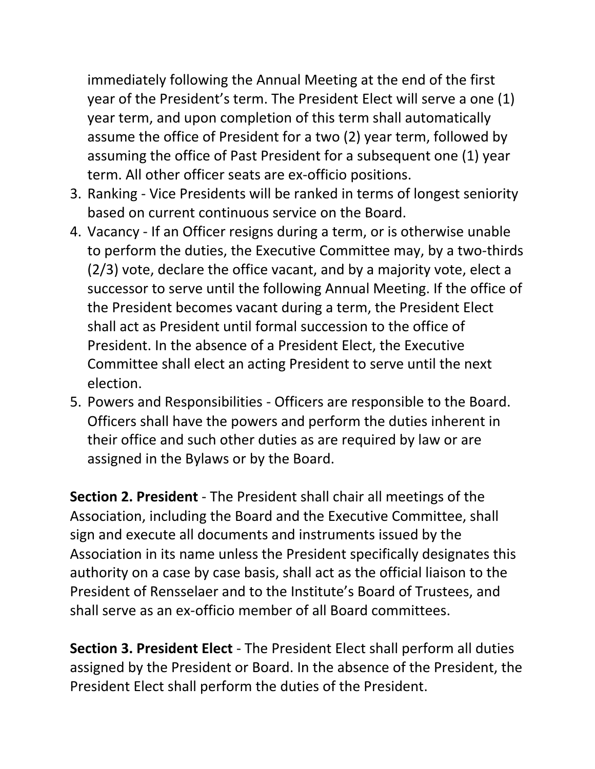immediately following the Annual Meeting at the end of the first year of the President's term. The President Elect will serve a one (1) year term, and upon completion of this term shall automatically assume the office of President for a two (2) year term, followed by assuming the office of Past President for a subsequent one (1) year term. All other officer seats are ex-officio positions.

3. Ranking - Vice Presidents will be ranked in terms of longest seniority based on current continuous service on the Board.
4. Vacancy - If an Officer resigns during a term, or is otherwise unable to perform the duties, the Executive Committee may, by a two-thirds (2/3) vote, declare the office vacant, and by a majority vote, elect a successor to serve until the following Annual Meeting. If the office of the President becomes vacant during a term, the President Elect shall act as President until formal succession to the office of President. In the absence of a President Elect, the Executive Committee shall elect an acting President to serve until the next election.
5. Powers and Responsibilities - Officers are responsible to the Board. Officers shall have the powers and perform the duties inherent in their office and such other duties as are required by law or are assigned in the Bylaws or by the Board.

**Section 2. President** - The President shall chair all meetings of the Association, including the Board and the Executive Committee, shall sign and execute all documents and instruments issued by the Association in its name unless the President specifically designates this authority on a case by case basis, shall act as the official liaison to the President of Rensselaer and to the Institute's Board of Trustees, and shall serve as an ex-officio member of all Board committees.

**Section 3. President Elect** - The President Elect shall perform all duties assigned by the President or Board. In the absence of the President, the President Elect shall perform the duties of the President.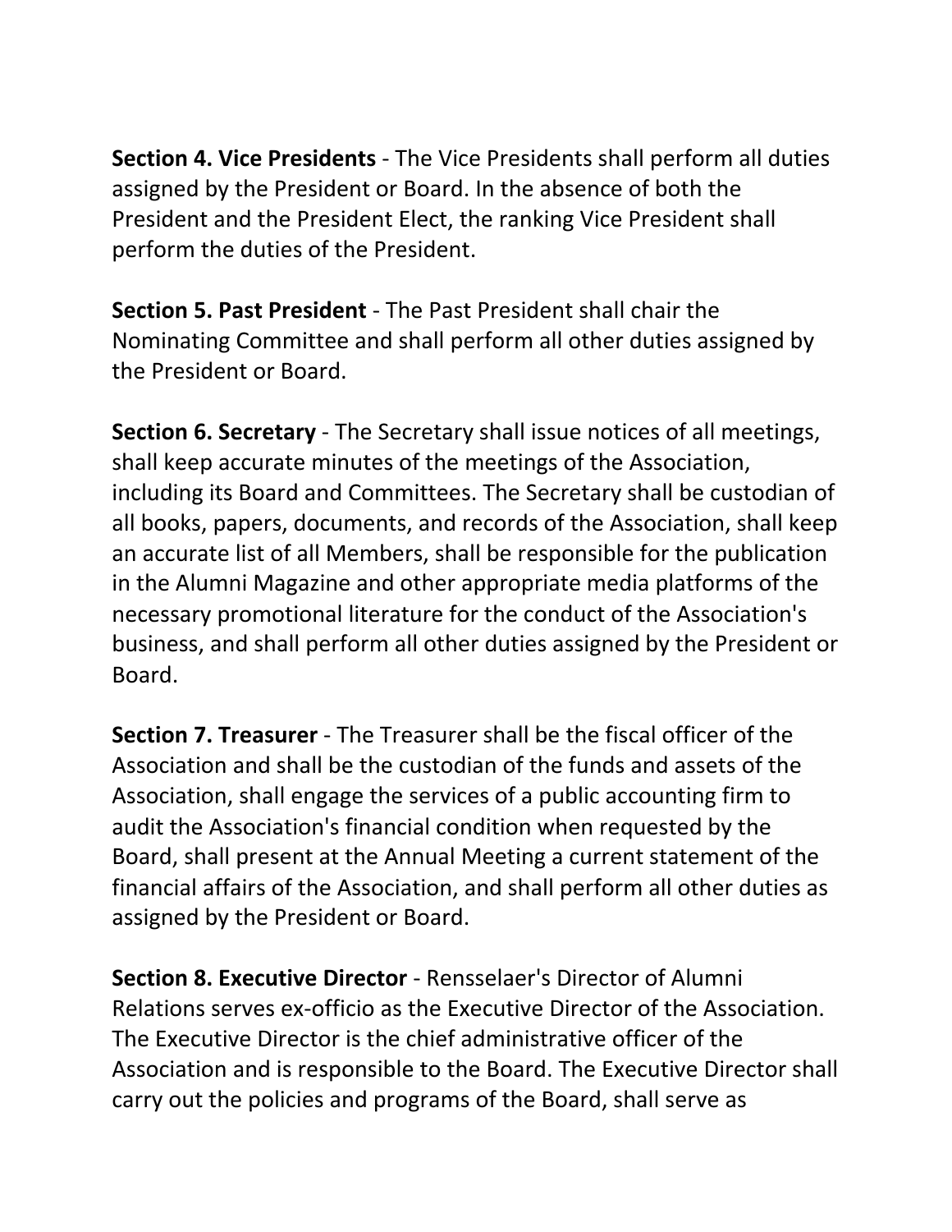**Section 4. Vice Presidents** - The Vice Presidents shall perform all duties assigned by the President or Board. In the absence of both the President and the President Elect, the ranking Vice President shall perform the duties of the President.

**Section 5. Past President** - The Past President shall chair the Nominating Committee and shall perform all other duties assigned by the President or Board.

**Section 6. Secretary** - The Secretary shall issue notices of all meetings, shall keep accurate minutes of the meetings of the Association, including its Board and Committees. The Secretary shall be custodian of all books, papers, documents, and records of the Association, shall keep an accurate list of all Members, shall be responsible for the publication in the Alumni Magazine and other appropriate media platforms of the necessary promotional literature for the conduct of the Association's business, and shall perform all other duties assigned by the President or Board.

**Section 7. Treasurer** - The Treasurer shall be the fiscal officer of the Association and shall be the custodian of the funds and assets of the Association, shall engage the services of a public accounting firm to audit the Association's financial condition when requested by the Board, shall present at the Annual Meeting a current statement of the financial affairs of the Association, and shall perform all other duties as assigned by the President or Board.

**Section 8. Executive Director** - Rensselaer's Director of Alumni Relations serves ex-officio as the Executive Director of the Association. The Executive Director is the chief administrative officer of the Association and is responsible to the Board. The Executive Director shall carry out the policies and programs of the Board, shall serve as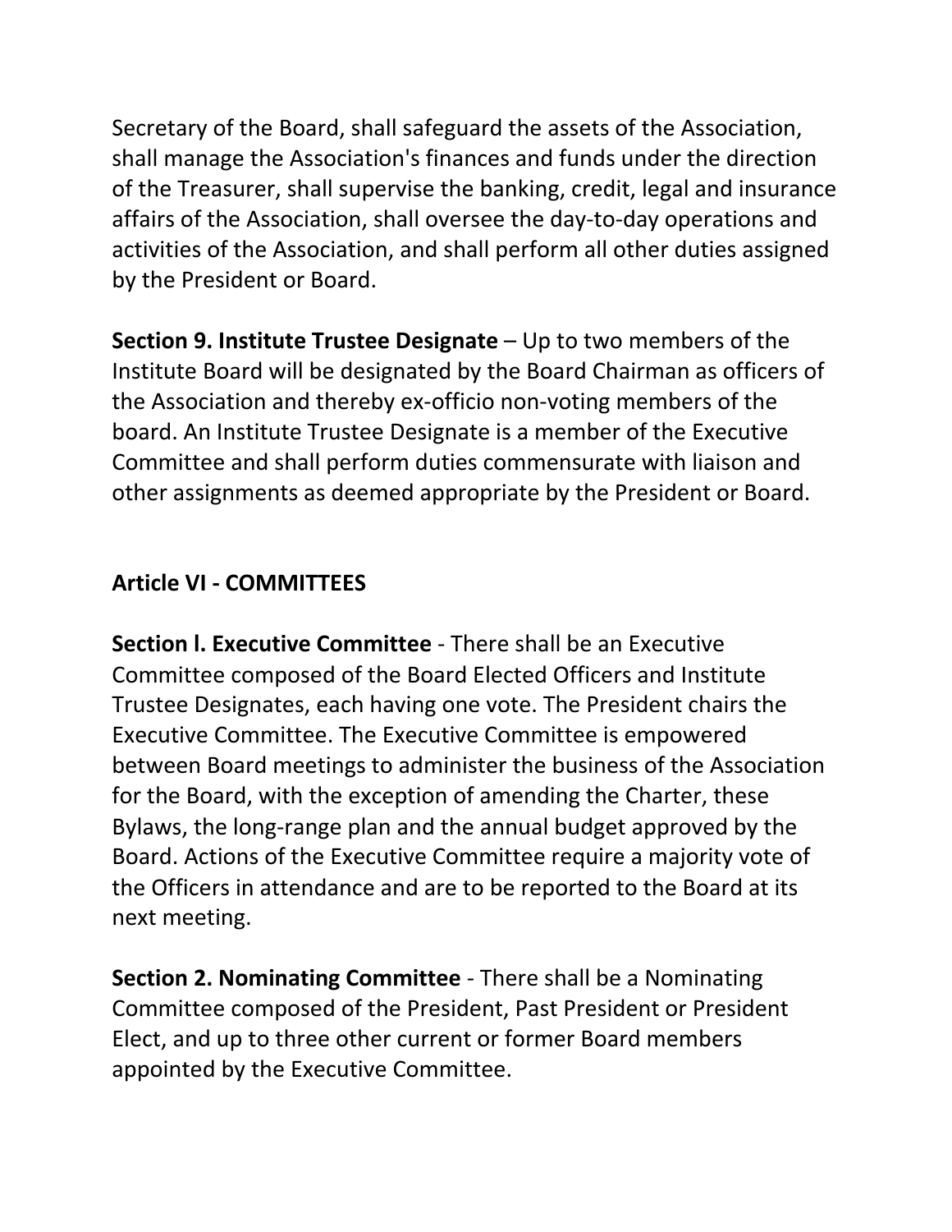Secretary of the Board, shall safeguard the assets of the Association, shall manage the Association's finances and funds under the direction of the Treasurer, shall supervise the banking, credit, legal and insurance affairs of the Association, shall oversee the day-to-day operations and activities of the Association, and shall perform all other duties assigned by the President or Board.

**Section 9. Institute Trustee Designate** – Up to two members of the Institute Board will be designated by the Board Chairman as officers of the Association and thereby ex-officio non-voting members of the board. An Institute Trustee Designate is a member of the Executive Committee and shall perform duties commensurate with liaison and other assignments as deemed appropriate by the President or Board.

## Article VI - COMMITTEES

**Section l. Executive Committee** - There shall be an Executive Committee composed of the Board Elected Officers and Institute Trustee Designates, each having one vote. The President chairs the Executive Committee. The Executive Committee is empowered between Board meetings to administer the business of the Association for the Board, with the exception of amending the Charter, these Bylaws, the long-range plan and the annual budget approved by the Board. Actions of the Executive Committee require a majority vote of the Officers in attendance and are to be reported to the Board at its next meeting.

**Section 2. Nominating Committee** - There shall be a Nominating Committee composed of the President, Past President or President Elect, and up to three other current or former Board members appointed by the Executive Committee.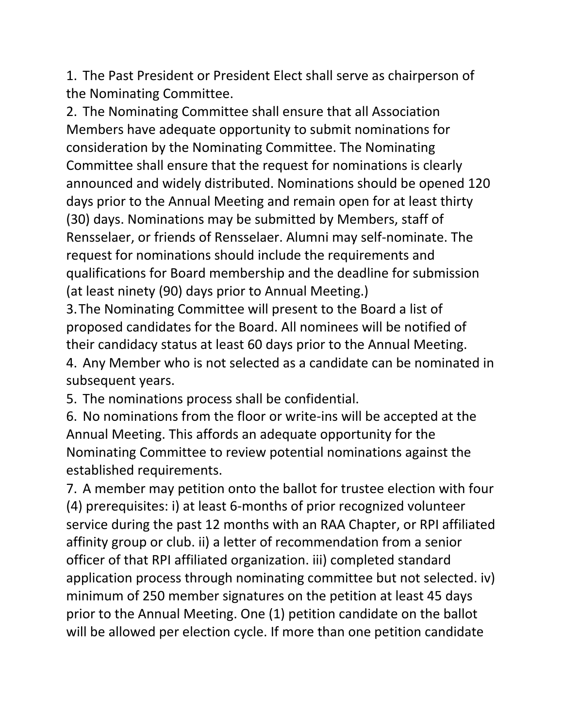1. The Past President or President Elect shall serve as chairperson of the Nominating Committee.
2. The Nominating Committee shall ensure that all Association Members have adequate opportunity to submit nominations for consideration by the Nominating Committee. The Nominating Committee shall ensure that the request for nominations is clearly announced and widely distributed. Nominations should be opened 120 days prior to the Annual Meeting and remain open for at least thirty (30) days. Nominations may be submitted by Members, staff of Rensselaer, or friends of Rensselaer. Alumni may self-nominate. The request for nominations should include the requirements and qualifications for Board membership and the deadline for submission (at least ninety (90) days prior to Annual Meeting.)
3. The Nominating Committee will present to the Board a list of proposed candidates for the Board. All nominees will be notified of their candidacy status at least 60 days prior to the Annual Meeting.
4. Any Member who is not selected as a candidate can be nominated in subsequent years.
5. The nominations process shall be confidential.
6. No nominations from the floor or write-ins will be accepted at the Annual Meeting. This affords an adequate opportunity for the Nominating Committee to review potential nominations against the established requirements.
7. A member may petition onto the ballot for trustee election with four (4) prerequisites: i) at least 6-months of prior recognized volunteer service during the past 12 months with an RAA Chapter, or RPI affiliated affinity group or club. ii) a letter of recommendation from a senior officer of that RPI affiliated organization. iii) completed standard application process through nominating committee but not selected. iv) minimum of 250 member signatures on the petition at least 45 days prior to the Annual Meeting. One (1) petition candidate on the ballot will be allowed per election cycle. If more than one petition candidate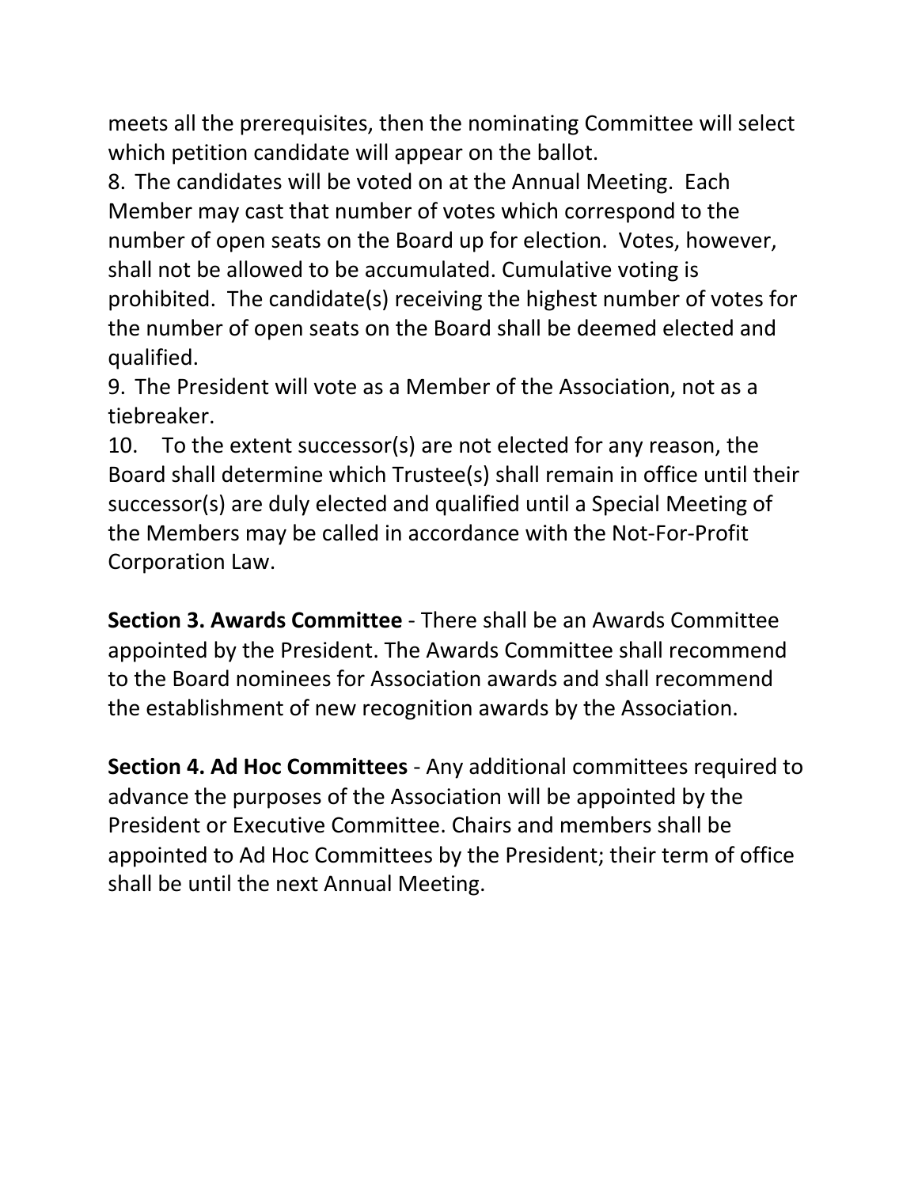meets all the prerequisites, then the nominating Committee will select which petition candidate will appear on the ballot.

8. The candidates will be voted on at the Annual Meeting. Each Member may cast that number of votes which correspond to the number of open seats on the Board up for election. Votes, however, shall not be allowed to be accumulated. Cumulative voting is prohibited. The candidate(s) receiving the highest number of votes for the number of open seats on the Board shall be deemed elected and qualified.

9. The President will vote as a Member of the Association, not as a tiebreaker.

10. To the extent successor(s) are not elected for any reason, the Board shall determine which Trustee(s) shall remain in office until their successor(s) are duly elected and qualified until a Special Meeting of the Members may be called in accordance with the Not-For-Profit Corporation Law.

**Section 3. Awards Committee** - There shall be an Awards Committee appointed by the President. The Awards Committee shall recommend to the Board nominees for Association awards and shall recommend the establishment of new recognition awards by the Association.

**Section 4. Ad Hoc Committees** - Any additional committees required to advance the purposes of the Association will be appointed by the President or Executive Committee. Chairs and members shall be appointed to Ad Hoc Committees by the President; their term of office shall be until the next Annual Meeting.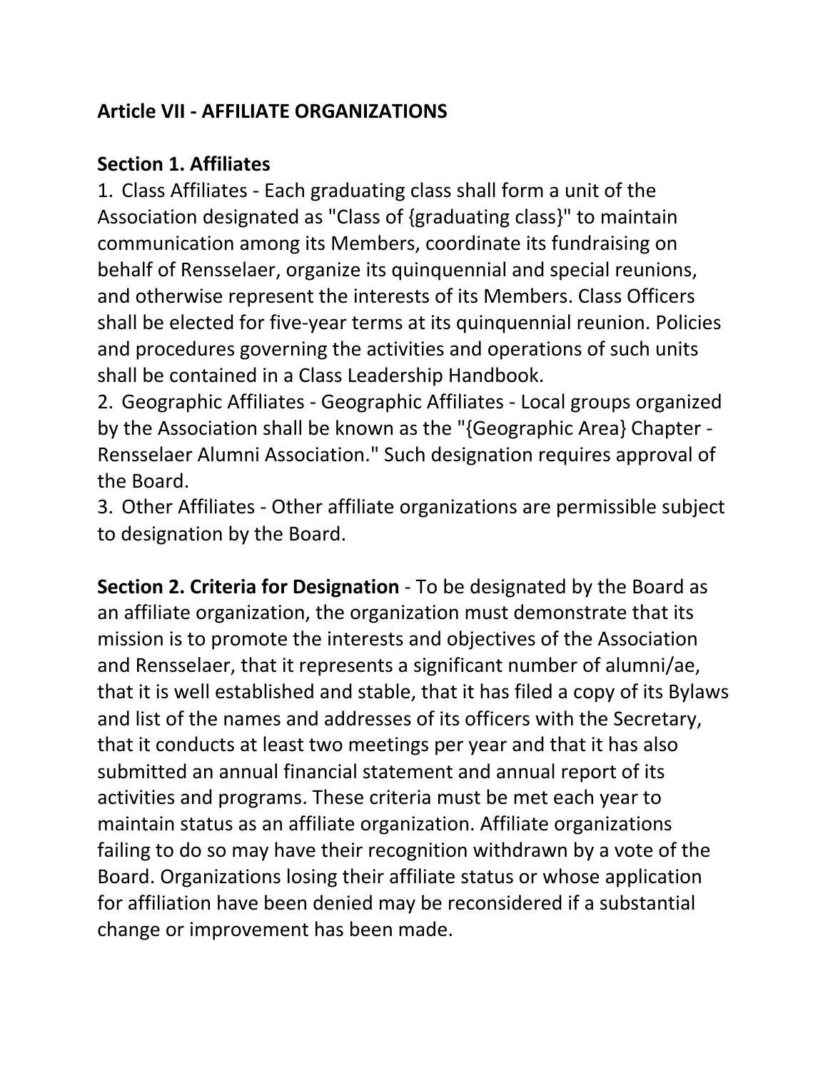## Article VII - AFFILIATE ORGANIZATIONS

**Section 1. Affiliates**

1. Class Affiliates - Each graduating class shall form a unit of the Association designated as "Class of {graduating class}" to maintain communication among its Members, coordinate its fundraising on behalf of Rensselaer, organize its quinquennial and special reunions, and otherwise represent the interests of its Members. Class Officers shall be elected for five-year terms at its quinquennial reunion. Policies and procedures governing the activities and operations of such units shall be contained in a Class Leadership Handbook.
2. Geographic Affiliates - Geographic Affiliates - Local groups organized by the Association shall be known as the "{Geographic Area} Chapter - Rensselaer Alumni Association." Such designation requires approval of the Board.
3. Other Affiliates - Other affiliate organizations are permissible subject to designation by the Board.

**Section 2. Criteria for Designation** - To be designated by the Board as an affiliate organization, the organization must demonstrate that its mission is to promote the interests and objectives of the Association and Rensselaer, that it represents a significant number of alumni/ae, that it is well established and stable, that it has filed a copy of its Bylaws and list of the names and addresses of its officers with the Secretary, that it conducts at least two meetings per year and that it has also submitted an annual financial statement and annual report of its activities and programs. These criteria must be met each year to maintain status as an affiliate organization. Affiliate organizations failing to do so may have their recognition withdrawn by a vote of the Board. Organizations losing their affiliate status or whose application for affiliation have been denied may be reconsidered if a substantial change or improvement has been made.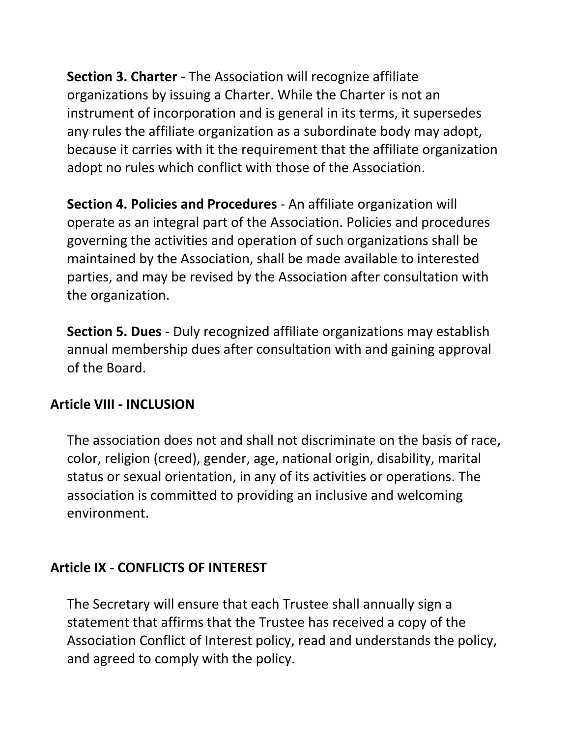**Section 3. Charter** - The Association will recognize affiliate organizations by issuing a Charter. While the Charter is not an instrument of incorporation and is general in its terms, it supersedes any rules the affiliate organization as a subordinate body may adopt, because it carries with it the requirement that the affiliate organization adopt no rules which conflict with those of the Association.

**Section 4. Policies and Procedures** - An affiliate organization will operate as an integral part of the Association. Policies and procedures governing the activities and operation of such organizations shall be maintained by the Association, shall be made available to interested parties, and may be revised by the Association after consultation with the organization.

**Section 5. Dues** - Duly recognized affiliate organizations may establish annual membership dues after consultation with and gaining approval of the Board.

## Article VIII - INCLUSION

The association does not and shall not discriminate on the basis of race, color, religion (creed), gender, age, national origin, disability, marital status or sexual orientation, in any of its activities or operations. The association is committed to providing an inclusive and welcoming environment.

## Article IX - CONFLICTS OF INTEREST

The Secretary will ensure that each Trustee shall annually sign a statement that affirms that the Trustee has received a copy of the Association Conflict of Interest policy, read and understands the policy, and agreed to comply with the policy.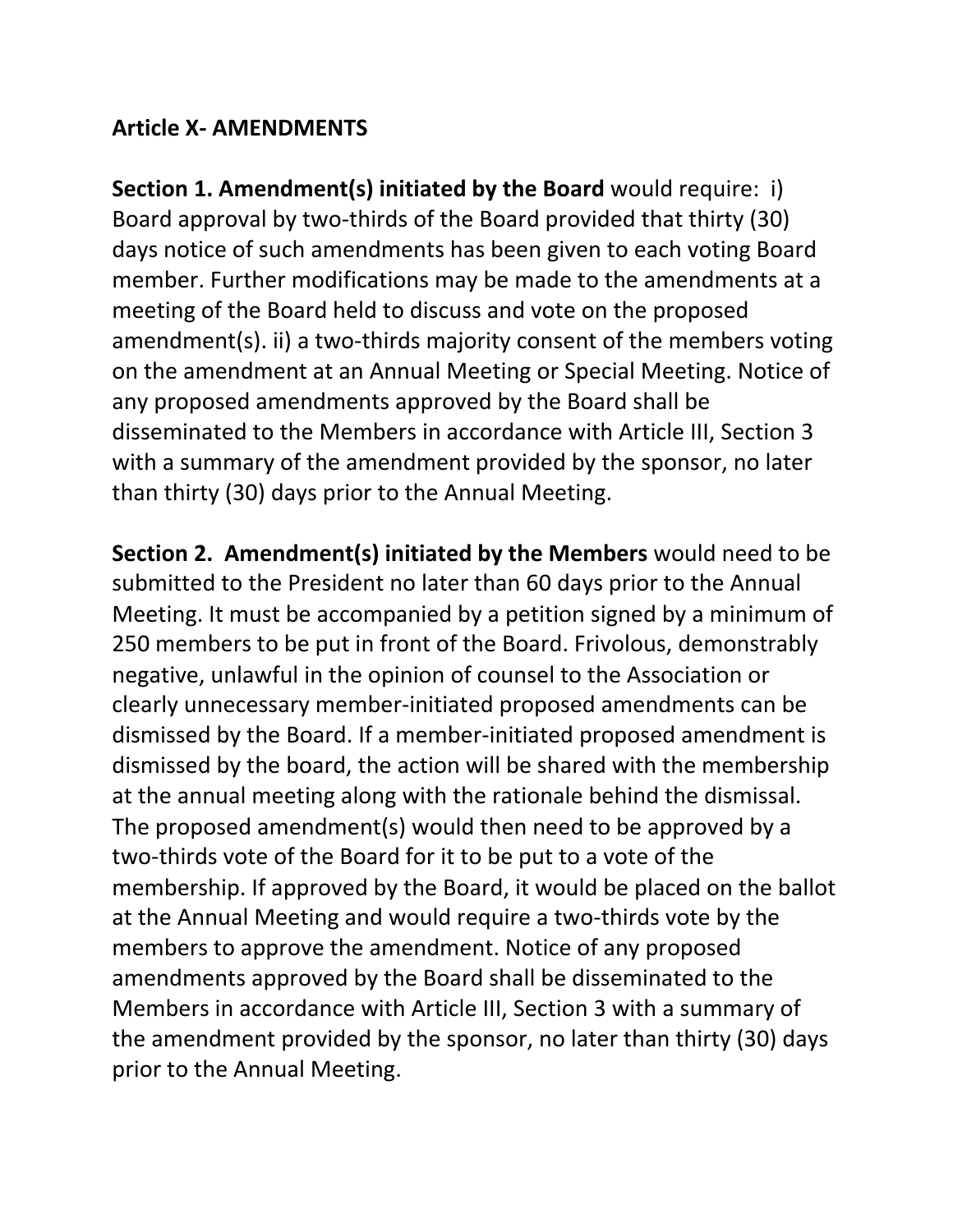## Article X- AMENDMENTS

**Section 1. Amendment(s) initiated by the Board** would require: i) Board approval by two-thirds of the Board provided that thirty (30) days notice of such amendments has been given to each voting Board member. Further modifications may be made to the amendments at a meeting of the Board held to discuss and vote on the proposed amendment(s). ii) a two-thirds majority consent of the members voting on the amendment at an Annual Meeting or Special Meeting. Notice of any proposed amendments approved by the Board shall be disseminated to the Members in accordance with Article III, Section 3 with a summary of the amendment provided by the sponsor, no later than thirty (30) days prior to the Annual Meeting.

**Section 2. Amendment(s) initiated by the Members** would need to be submitted to the President no later than 60 days prior to the Annual Meeting. It must be accompanied by a petition signed by a minimum of 250 members to be put in front of the Board. Frivolous, demonstrably negative, unlawful in the opinion of counsel to the Association or clearly unnecessary member-initiated proposed amendments can be dismissed by the Board. If a member-initiated proposed amendment is dismissed by the board, the action will be shared with the membership at the annual meeting along with the rationale behind the dismissal. The proposed amendment(s) would then need to be approved by a two-thirds vote of the Board for it to be put to a vote of the membership. If approved by the Board, it would be placed on the ballot at the Annual Meeting and would require a two-thirds vote by the members to approve the amendment. Notice of any proposed amendments approved by the Board shall be disseminated to the Members in accordance with Article III, Section 3 with a summary of the amendment provided by the sponsor, no later than thirty (30) days prior to the Annual Meeting.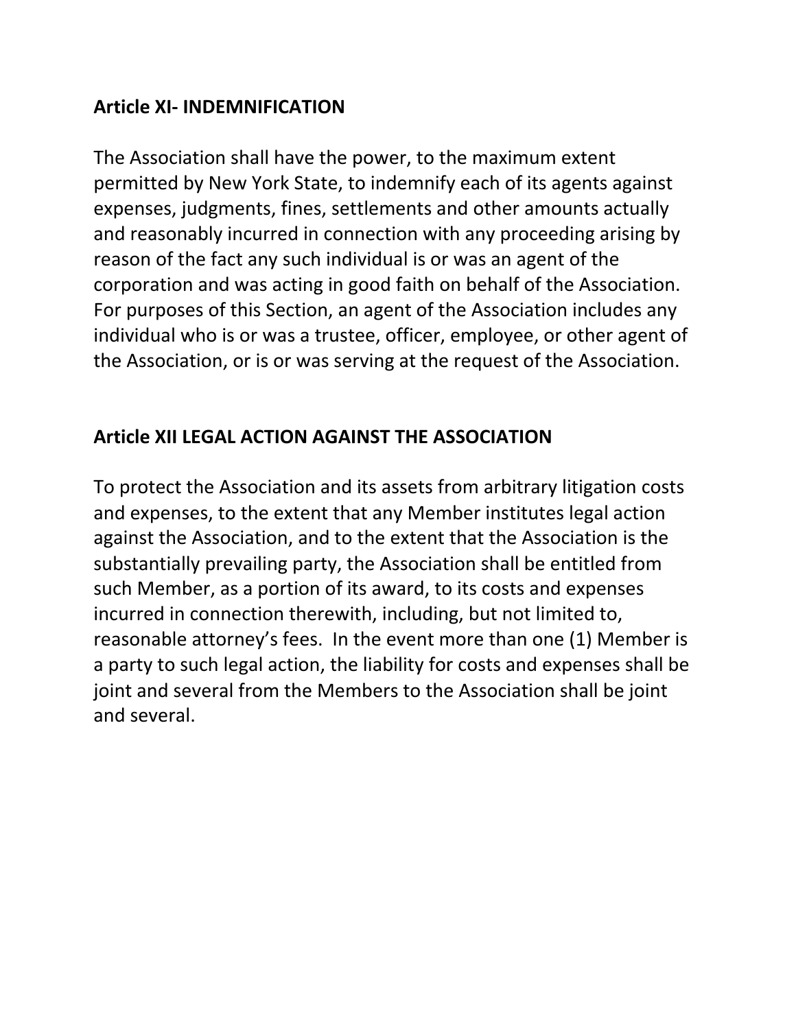**Article XI- INDEMNIFICATION**

The Association shall have the power, to the maximum extent permitted by New York State, to indemnify each of its agents against expenses, judgments, fines, settlements and other amounts actually and reasonably incurred in connection with any proceeding arising by reason of the fact any such individual is or was an agent of the corporation and was acting in good faith on behalf of the Association. For purposes of this Section, an agent of the Association includes any individual who is or was a trustee, officer, employee, or other agent of the Association, or is or was serving at the request of the Association.

**Article XII LEGAL ACTION AGAINST THE ASSOCIATION**

To protect the Association and its assets from arbitrary litigation costs and expenses, to the extent that any Member institutes legal action against the Association, and to the extent that the Association is the substantially prevailing party, the Association shall be entitled from such Member, as a portion of its award, to its costs and expenses incurred in connection therewith, including, but not limited to, reasonable attorney's fees. In the event more than one (1) Member is a party to such legal action, the liability for costs and expenses shall be joint and several from the Members to the Association shall be joint and several.